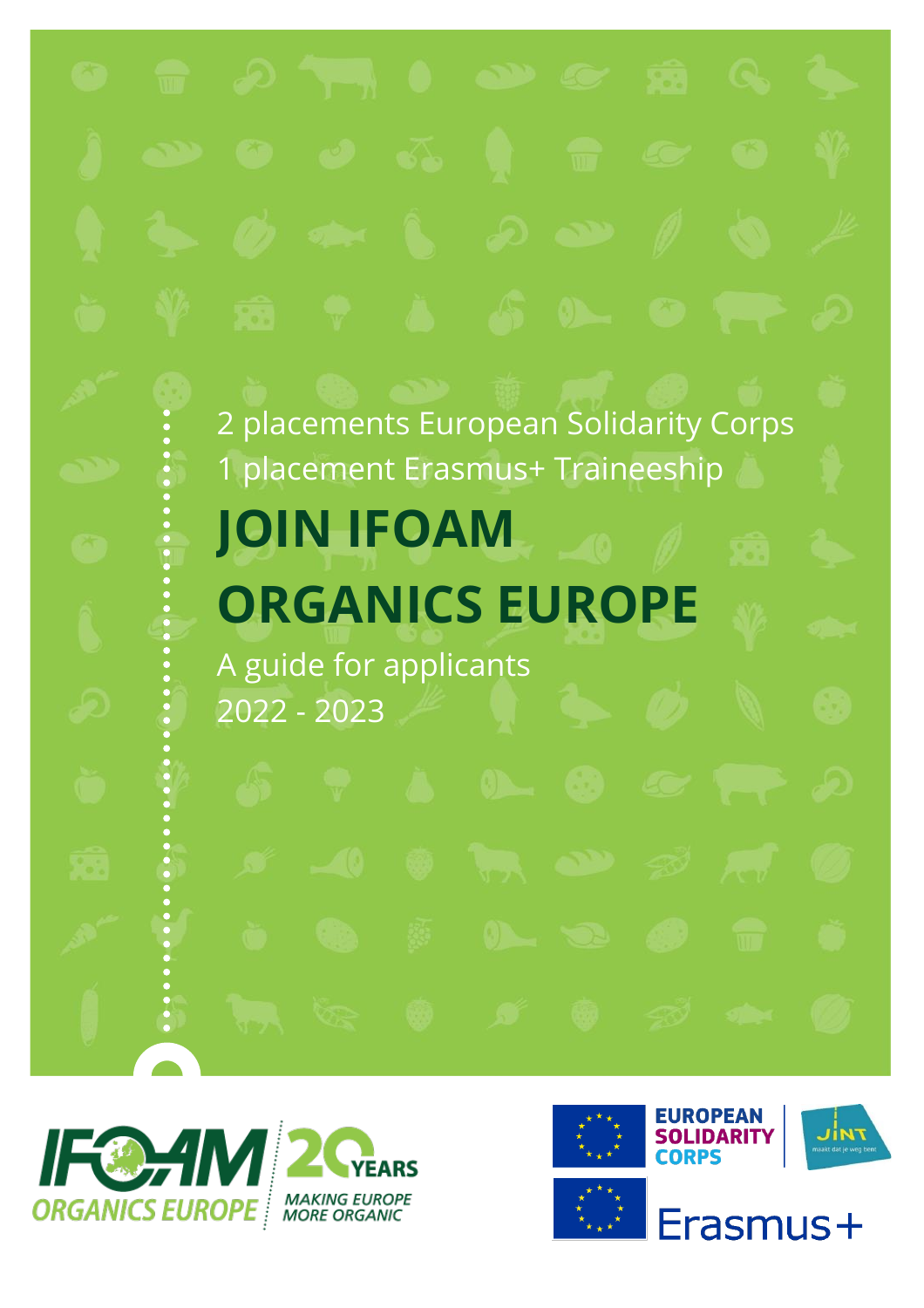2 placements European Solidarity Corps

1 placement Erasmus+ Traineeship

# JOIN IFOAM ORGANICS EUROPE

A guide for applicants

2022 - 2023

IFOAM ORGANICS EUROPE

20 YEARS MAKING EUROPE MORE ORGANIC

EUROPEAN SOLIDARITY CORPS

JINT maakt dat je weg bent

Erasmus+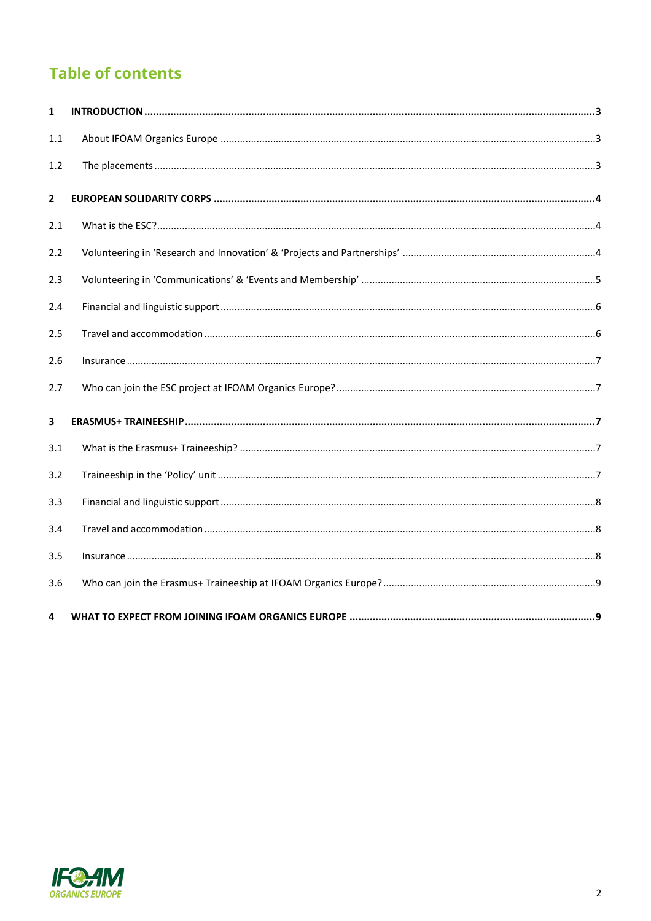## Table of contents

| | | |
|---|---|---|
| **1** | **INTRODUCTION** | **3** |
| 1.1 | About IFOAM Organics Europe | 3 |
| 1.2 | The placements | 3 |
| **2** | **EUROPEAN SOLIDARITY CORPS** | **4** |
| 2.1 | What is the ESC? | 4 |
| 2.2 | Volunteering in 'Research and Innovation' & 'Projects and Partnerships' | 4 |
| 2.3 | Volunteering in 'Communications' & 'Events and Membership' | 5 |
| 2.4 | Financial and linguistic support | 6 |
| 2.5 | Travel and accommodation | 6 |
| 2.6 | Insurance | 7 |
| 2.7 | Who can join the ESC project at IFOAM Organics Europe? | 7 |
| **3** | **ERASMUS+ TRAINEESHIP** | **7** |
| 3.1 | What is the Erasmus+ Traineeship? | 7 |
| 3.2 | Traineeship in the 'Policy' unit | 7 |
| 3.3 | Financial and linguistic support | 8 |
| 3.4 | Travel and accommodation | 8 |
| 3.5 | Insurance | 8 |
| 3.6 | Who can join the Erasmus+ Traineeship at IFOAM Organics Europe? | 9 |
| **4** | **WHAT TO EXPECT FROM JOINING IFOAM ORGANICS EUROPE** | **9** |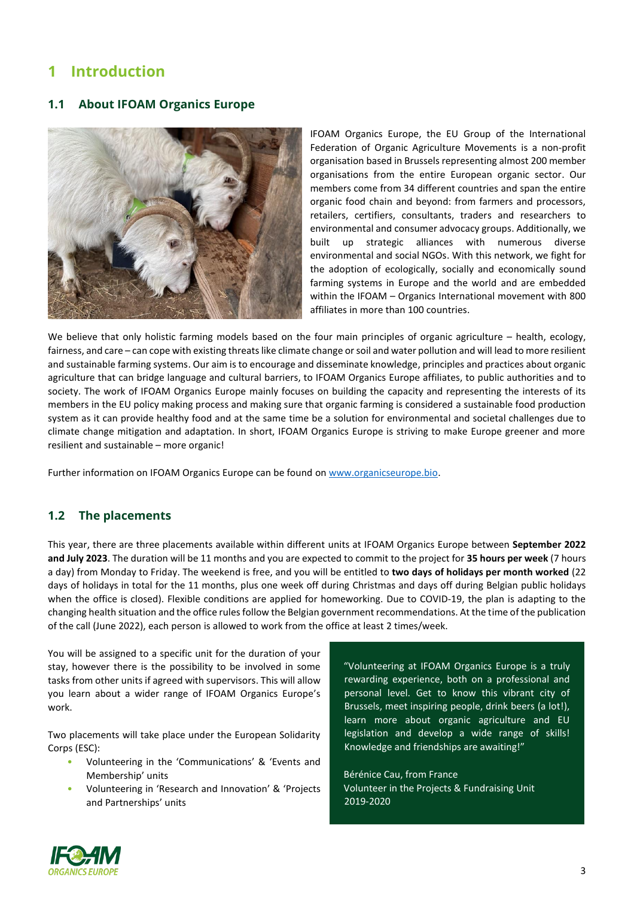# 1 Introduction

## 1.1 About IFOAM Organics Europe

IFOAM Organics Europe, the EU Group of the International Federation of Organic Agriculture Movements is a non-profit organisation based in Brussels representing almost 200 member organisations from the entire European organic sector. Our members come from 34 different countries and span the entire organic food chain and beyond: from farmers and processors, retailers, certifiers, consultants, traders and researchers to environmental and consumer advocacy groups. Additionally, we built up strategic alliances with numerous diverse environmental and social NGOs. With this network, we fight for the adoption of ecologically, socially and economically sound farming systems in Europe and the world and are embedded within the IFOAM – Organics International movement with 800 affiliates in more than 100 countries.

We believe that only holistic farming models based on the four main principles of organic agriculture – health, ecology, fairness, and care – can cope with existing threats like climate change or soil and water pollution and will lead to more resilient and sustainable farming systems. Our aim is to encourage and disseminate knowledge, principles and practices about organic agriculture that can bridge language and cultural barriers, to IFOAM Organics Europe affiliates, to public authorities and to society. The work of IFOAM Organics Europe mainly focuses on building the capacity and representing the interests of its members in the EU policy making process and making sure that organic farming is considered a sustainable food production system as it can provide healthy food and at the same time be a solution for environmental and societal challenges due to climate change mitigation and adaptation. In short, IFOAM Organics Europe is striving to make Europe greener and more resilient and sustainable – more organic!

Further information on IFOAM Organics Europe can be found on [www.organicseurope.bio](www.organicseurope.bio).

## 1.2 The placements

This year, there are three placements available within different units at IFOAM Organics Europe between **September 2022 and July 2023**. The duration will be 11 months and you are expected to commit to the project for **35 hours per week** (7 hours a day) from Monday to Friday. The weekend is free, and you will be entitled to **two days of holidays per month worked** (22 days of holidays in total for the 11 months, plus one week off during Christmas and days off during Belgian public holidays when the office is closed). Flexible conditions are applied for homeworking. Due to COVID-19, the plan is adapting to the changing health situation and the office rules follow the Belgian government recommendations. At the time of the publication of the call (June 2022), each person is allowed to work from the office at least 2 times/week.

You will be assigned to a specific unit for the duration of your stay, however there is the possibility to be involved in some tasks from other units if agreed with supervisors. This will allow you learn about a wider range of IFOAM Organics Europe's work.

Two placements will take place under the European Solidarity Corps (ESC):

- Volunteering in the 'Communications' & 'Events and Membership' units
- Volunteering in 'Research and Innovation' & 'Projects and Partnerships' units

> "Volunteering at IFOAM Organics Europe is a truly rewarding experience, both on a professional and personal level. Get to know this vibrant city of Brussels, meet inspiring people, drink beers (a lot!), learn more about organic agriculture and EU legislation and develop a wide range of skills! Knowledge and friendships are awaiting!"
>
> Bérénice Cau, from France
> Volunteer in the Projects & Fundraising Unit
> 2019-2020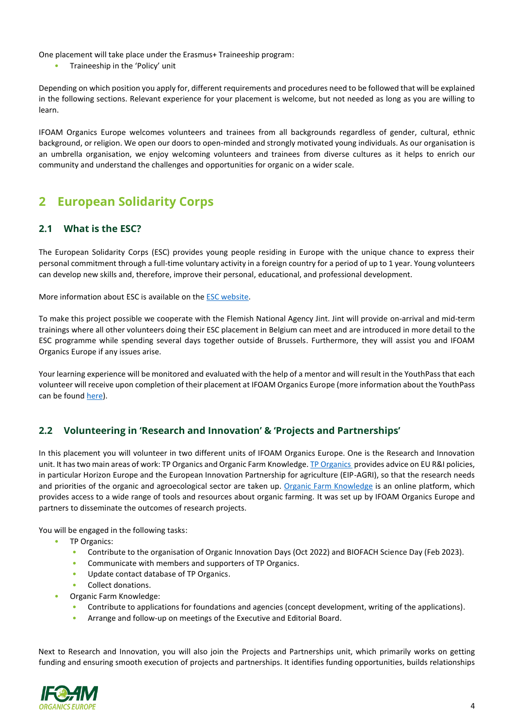One placement will take place under the Erasmus+ Traineeship program:

- Traineeship in the 'Policy' unit

Depending on which position you apply for, different requirements and procedures need to be followed that will be explained in the following sections. Relevant experience for your placement is welcome, but not needed as long as you are willing to learn.

IFOAM Organics Europe welcomes volunteers and trainees from all backgrounds regardless of gender, cultural, ethnic background, or religion. We open our doors to open-minded and strongly motivated young individuals. As our organisation is an umbrella organisation, we enjoy welcoming volunteers and trainees from diverse cultures as it helps to enrich our community and understand the challenges and opportunities for organic on a wider scale.

# 2 European Solidarity Corps

## 2.1 What is the ESC?

The European Solidarity Corps (ESC) provides young people residing in Europe with the unique chance to express their personal commitment through a full-time voluntary activity in a foreign country for a period of up to 1 year. Young volunteers can develop new skills and, therefore, improve their personal, educational, and professional development.

More information about ESC is available on the ESC website.

To make this project possible we cooperate with the Flemish National Agency Jint. Jint will provide on-arrival and mid-term trainings where all other volunteers doing their ESC placement in Belgium can meet and are introduced in more detail to the ESC programme while spending several days together outside of Brussels. Furthermore, they will assist you and IFOAM Organics Europe if any issues arise.

Your learning experience will be monitored and evaluated with the help of a mentor and will result in the YouthPass that each volunteer will receive upon completion of their placement at IFOAM Organics Europe (more information about the YouthPass can be found here).

## 2.2 Volunteering in 'Research and Innovation' & 'Projects and Partnerships'

In this placement you will volunteer in two different units of IFOAM Organics Europe. One is the Research and Innovation unit. It has two main areas of work: TP Organics and Organic Farm Knowledge. TP Organics provides advice on EU R&I policies, in particular Horizon Europe and the European Innovation Partnership for agriculture (EIP-AGRI), so that the research needs and priorities of the organic and agroecological sector are taken up. Organic Farm Knowledge is an online platform, which provides access to a wide range of tools and resources about organic farming. It was set up by IFOAM Organics Europe and partners to disseminate the outcomes of research projects.

You will be engaged in the following tasks:

- TP Organics:
  - Contribute to the organisation of Organic Innovation Days (Oct 2022) and BIOFACH Science Day (Feb 2023).
  - Communicate with members and supporters of TP Organics.
  - Update contact database of TP Organics.
  - Collect donations.
- Organic Farm Knowledge:
  - Contribute to applications for foundations and agencies (concept development, writing of the applications).
  - Arrange and follow-up on meetings of the Executive and Editorial Board.

Next to Research and Innovation, you will also join the Projects and Partnerships unit, which primarily works on getting funding and ensuring smooth execution of projects and partnerships. It identifies funding opportunities, builds relationships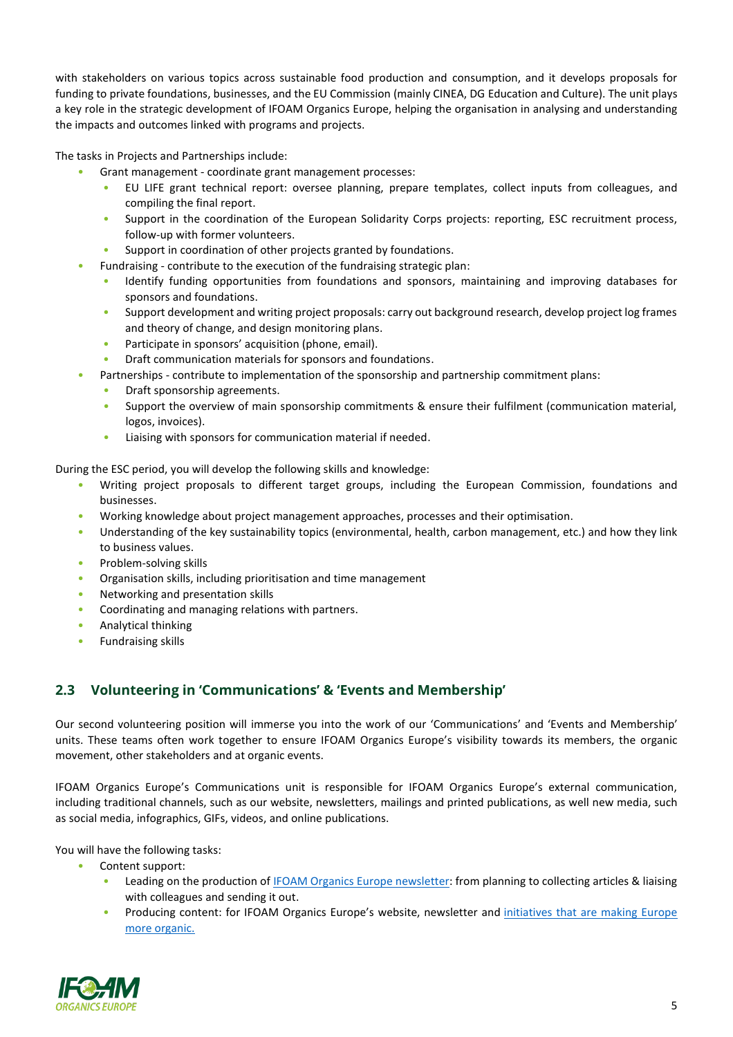with stakeholders on various topics across sustainable food production and consumption, and it develops proposals for funding to private foundations, businesses, and the EU Commission (mainly CINEA, DG Education and Culture). The unit plays a key role in the strategic development of IFOAM Organics Europe, helping the organisation in analysing and understanding the impacts and outcomes linked with programs and projects.

The tasks in Projects and Partnerships include:

- Grant management - coordinate grant management processes:
    - EU LIFE grant technical report: oversee planning, prepare templates, collect inputs from colleagues, and compiling the final report.
    - Support in the coordination of the European Solidarity Corps projects: reporting, ESC recruitment process, follow-up with former volunteers.
    - Support in coordination of other projects granted by foundations.
- Fundraising - contribute to the execution of the fundraising strategic plan:
    - Identify funding opportunities from foundations and sponsors, maintaining and improving databases for sponsors and foundations.
    - Support development and writing project proposals: carry out background research, develop project log frames and theory of change, and design monitoring plans.
    - Participate in sponsors' acquisition (phone, email).
    - Draft communication materials for sponsors and foundations.
- Partnerships - contribute to implementation of the sponsorship and partnership commitment plans:
    - Draft sponsorship agreements.
    - Support the overview of main sponsorship commitments & ensure their fulfilment (communication material, logos, invoices).
    - Liaising with sponsors for communication material if needed.

During the ESC period, you will develop the following skills and knowledge:

- Writing project proposals to different target groups, including the European Commission, foundations and businesses.
- Working knowledge about project management approaches, processes and their optimisation.
- Understanding of the key sustainability topics (environmental, health, carbon management, etc.) and how they link to business values.
- Problem-solving skills
- Organisation skills, including prioritisation and time management
- Networking and presentation skills
- Coordinating and managing relations with partners.
- Analytical thinking
- Fundraising skills

## 2.3 Volunteering in 'Communications' & 'Events and Membership'

Our second volunteering position will immerse you into the work of our 'Communications' and 'Events and Membership' units. These teams often work together to ensure IFOAM Organics Europe's visibility towards its members, the organic movement, other stakeholders and at organic events.

IFOAM Organics Europe's Communications unit is responsible for IFOAM Organics Europe's external communication, including traditional channels, such as our website, newsletters, mailings and printed publications, as well new media, such as social media, infographics, GIFs, videos, and online publications.

You will have the following tasks:

- Content support:
    - Leading on the production of IFOAM Organics Europe newsletter: from planning to collecting articles & liaising with colleagues and sending it out.
    - Producing content: for IFOAM Organics Europe's website, newsletter and initiatives that are making Europe more organic.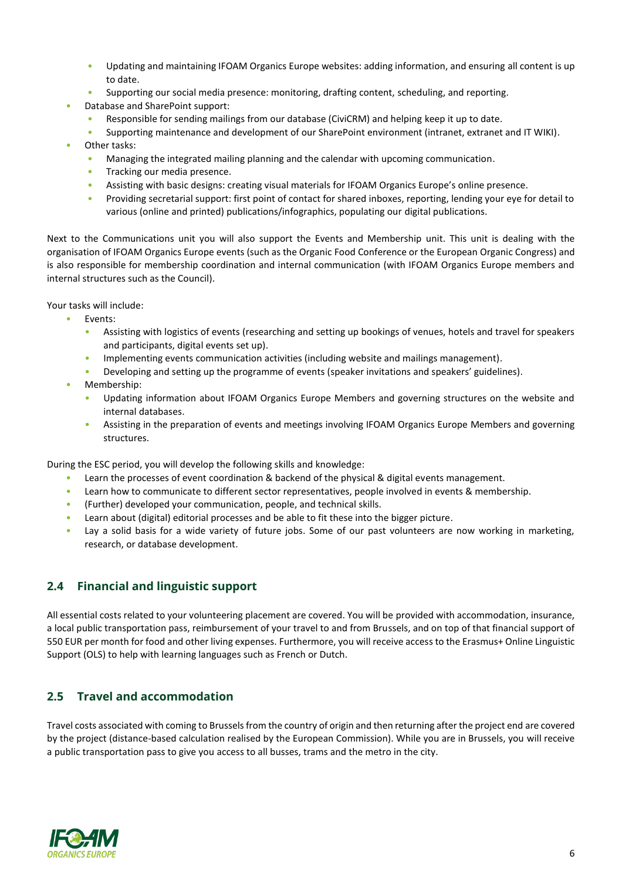- Updating and maintaining IFOAM Organics Europe websites: adding information, and ensuring all content is up to date.
  - Supporting our social media presence: monitoring, drafting content, scheduling, and reporting.
- Database and SharePoint support:
  - Responsible for sending mailings from our database (CiviCRM) and helping keep it up to date.
  - Supporting maintenance and development of our SharePoint environment (intranet, extranet and IT WIKI).
- Other tasks:
  - Managing the integrated mailing planning and the calendar with upcoming communication.
  - Tracking our media presence.
  - Assisting with basic designs: creating visual materials for IFOAM Organics Europe's online presence.
  - Providing secretarial support: first point of contact for shared inboxes, reporting, lending your eye for detail to various (online and printed) publications/infographics, populating our digital publications.

Next to the Communications unit you will also support the Events and Membership unit. This unit is dealing with the organisation of IFOAM Organics Europe events (such as the Organic Food Conference or the European Organic Congress) and is also responsible for membership coordination and internal communication (with IFOAM Organics Europe members and internal structures such as the Council).

Your tasks will include:

- Events:
  - Assisting with logistics of events (researching and setting up bookings of venues, hotels and travel for speakers and participants, digital events set up).
  - Implementing events communication activities (including website and mailings management).
  - Developing and setting up the programme of events (speaker invitations and speakers' guidelines).
- Membership:
  - Updating information about IFOAM Organics Europe Members and governing structures on the website and internal databases.
  - Assisting in the preparation of events and meetings involving IFOAM Organics Europe Members and governing structures.

During the ESC period, you will develop the following skills and knowledge:

- Learn the processes of event coordination & backend of the physical & digital events management.
- Learn how to communicate to different sector representatives, people involved in events & membership.
- (Further) developed your communication, people, and technical skills.
- Learn about (digital) editorial processes and be able to fit these into the bigger picture.
- Lay a solid basis for a wide variety of future jobs. Some of our past volunteers are now working in marketing, research, or database development.

## 2.4 Financial and linguistic support

All essential costs related to your volunteering placement are covered. You will be provided with accommodation, insurance, a local public transportation pass, reimbursement of your travel to and from Brussels, and on top of that financial support of 550 EUR per month for food and other living expenses. Furthermore, you will receive access to the Erasmus+ Online Linguistic Support (OLS) to help with learning languages such as French or Dutch.

## 2.5 Travel and accommodation

Travel costs associated with coming to Brussels from the country of origin and then returning after the project end are covered by the project (distance-based calculation realised by the European Commission). While you are in Brussels, you will receive a public transportation pass to give you access to all busses, trams and the metro in the city.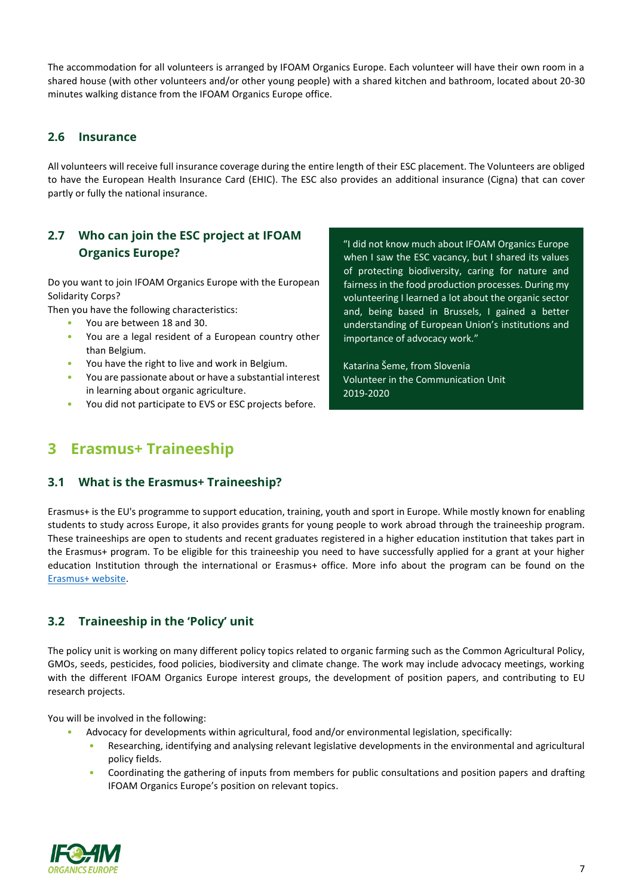The accommodation for all volunteers is arranged by IFOAM Organics Europe. Each volunteer will have their own room in a shared house (with other volunteers and/or other young people) with a shared kitchen and bathroom, located about 20-30 minutes walking distance from the IFOAM Organics Europe office.

### 2.6 Insurance

All volunteers will receive full insurance coverage during the entire length of their ESC placement. The Volunteers are obliged to have the European Health Insurance Card (EHIC). The ESC also provides an additional insurance (Cigna) that can cover partly or fully the national insurance.

### 2.7 Who can join the ESC project at IFOAM Organics Europe?

Do you want to join IFOAM Organics Europe with the European Solidarity Corps?

Then you have the following characteristics:

- You are between 18 and 30.
- You are a legal resident of a European country other than Belgium.
- You have the right to live and work in Belgium.
- You are passionate about or have a substantial interest in learning about organic agriculture.
- You did not participate to EVS or ESC projects before.

> "I did not know much about IFOAM Organics Europe when I saw the ESC vacancy, but I shared its values of protecting biodiversity, caring for nature and fairness in the food production processes. During my volunteering I learned a lot about the organic sector and, being based in Brussels, I gained a better understanding of European Union's institutions and importance of advocacy work."
>
> Katarina Šeme, from Slovenia
> Volunteer in the Communication Unit
> 2019-2020

## 3 Erasmus+ Traineeship

### 3.1 What is the Erasmus+ Traineeship?

Erasmus+ is the EU's programme to support education, training, youth and sport in Europe. While mostly known for enabling students to study across Europe, it also provides grants for young people to work abroad through the traineeship program. These traineeships are open to students and recent graduates registered in a higher education institution that takes part in the Erasmus+ program. To be eligible for this traineeship you need to have successfully applied for a grant at your higher education Institution through the international or Erasmus+ office. More info about the program can be found on the Erasmus+ website.

### 3.2 Traineeship in the 'Policy' unit

The policy unit is working on many different policy topics related to organic farming such as the Common Agricultural Policy, GMOs, seeds, pesticides, food policies, biodiversity and climate change. The work may include advocacy meetings, working with the different IFOAM Organics Europe interest groups, the development of position papers, and contributing to EU research projects.

You will be involved in the following:

- Advocacy for developments within agricultural, food and/or environmental legislation, specifically:
  - Researching, identifying and analysing relevant legislative developments in the environmental and agricultural policy fields.
  - Coordinating the gathering of inputs from members for public consultations and position papers and drafting IFOAM Organics Europe's position on relevant topics.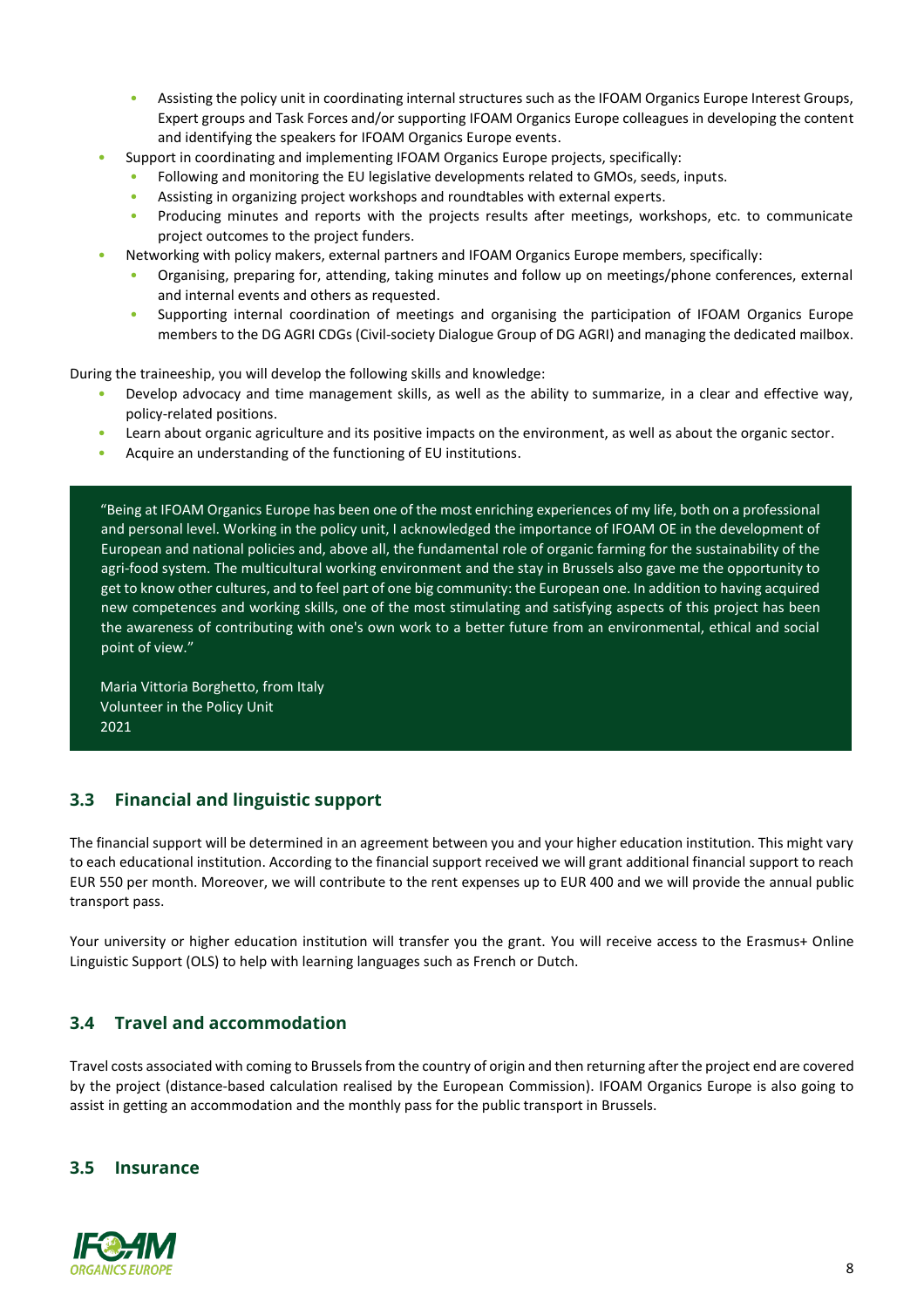- Assisting the policy unit in coordinating internal structures such as the IFOAM Organics Europe Interest Groups, Expert groups and Task Forces and/or supporting IFOAM Organics Europe colleagues in developing the content and identifying the speakers for IFOAM Organics Europe events.
- Support in coordinating and implementing IFOAM Organics Europe projects, specifically:
  - Following and monitoring the EU legislative developments related to GMOs, seeds, inputs.
  - Assisting in organizing project workshops and roundtables with external experts.
  - Producing minutes and reports with the projects results after meetings, workshops, etc. to communicate project outcomes to the project funders.
- Networking with policy makers, external partners and IFOAM Organics Europe members, specifically:
  - Organising, preparing for, attending, taking minutes and follow up on meetings/phone conferences, external and internal events and others as requested.
  - Supporting internal coordination of meetings and organising the participation of IFOAM Organics Europe members to the DG AGRI CDGs (Civil-society Dialogue Group of DG AGRI) and managing the dedicated mailbox.

During the traineeship, you will develop the following skills and knowledge:

- Develop advocacy and time management skills, as well as the ability to summarize, in a clear and effective way, policy-related positions.
- Learn about organic agriculture and its positive impacts on the environment, as well as about the organic sector.
- Acquire an understanding of the functioning of EU institutions.

> "Being at IFOAM Organics Europe has been one of the most enriching experiences of my life, both on a professional and personal level. Working in the policy unit, I acknowledged the importance of IFOAM OE in the development of European and national policies and, above all, the fundamental role of organic farming for the sustainability of the agri-food system. The multicultural working environment and the stay in Brussels also gave me the opportunity to get to know other cultures, and to feel part of one big community: the European one. In addition to having acquired new competences and working skills, one of the most stimulating and satisfying aspects of this project has been the awareness of contributing with one's own work to a better future from an environmental, ethical and social point of view."
>
> Maria Vittoria Borghetto, from Italy
> Volunteer in the Policy Unit
> 2021

## 3.3 Financial and linguistic support

The financial support will be determined in an agreement between you and your higher education institution. This might vary to each educational institution. According to the financial support received we will grant additional financial support to reach EUR 550 per month. Moreover, we will contribute to the rent expenses up to EUR 400 and we will provide the annual public transport pass.

Your university or higher education institution will transfer you the grant. You will receive access to the Erasmus+ Online Linguistic Support (OLS) to help with learning languages such as French or Dutch.

## 3.4 Travel and accommodation

Travel costs associated with coming to Brussels from the country of origin and then returning after the project end are covered by the project (distance-based calculation realised by the European Commission). IFOAM Organics Europe is also going to assist in getting an accommodation and the monthly pass for the public transport in Brussels.

## 3.5 Insurance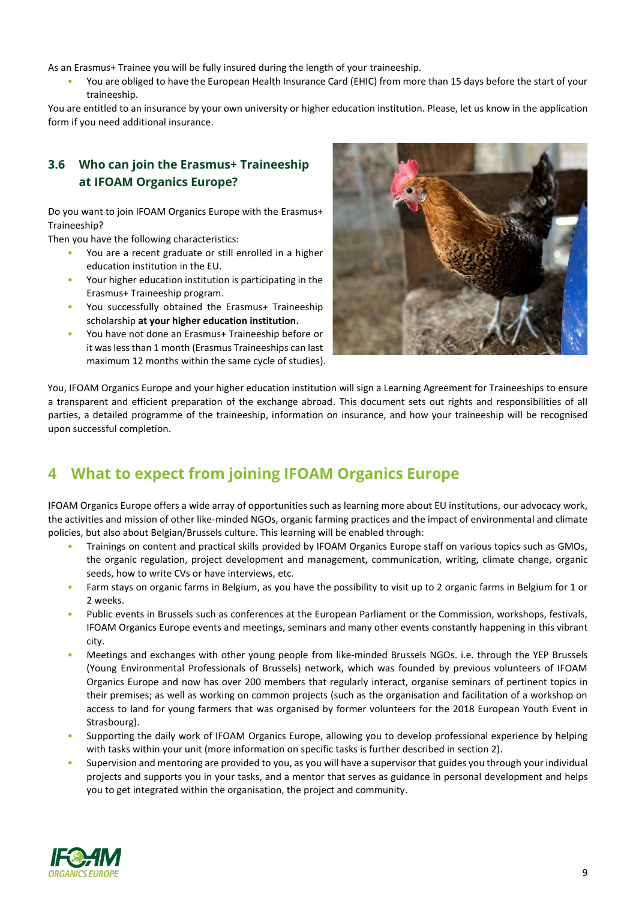As an Erasmus+ Trainee you will be fully insured during the length of your traineeship.

- You are obliged to have the European Health Insurance Card (EHIC) from more than 15 days before the start of your traineeship.

You are entitled to an insurance by your own university or higher education institution. Please, let us know in the application form if you need additional insurance.

### 3.6 Who can join the Erasmus+ Traineeship at IFOAM Organics Europe?

Do you want to join IFOAM Organics Europe with the Erasmus+ Traineeship?

Then you have the following characteristics:

- You are a recent graduate or still enrolled in a higher education institution in the EU.
- Your higher education institution is participating in the Erasmus+ Traineeship program.
- You successfully obtained the Erasmus+ Traineeship scholarship **at your higher education institution.**
- You have not done an Erasmus+ Traineeship before or it was less than 1 month (Erasmus Traineeships can last maximum 12 months within the same cycle of studies).

You, IFOAM Organics Europe and your higher education institution will sign a Learning Agreement for Traineeships to ensure a transparent and efficient preparation of the exchange abroad. This document sets out rights and responsibilities of all parties, a detailed programme of the traineeship, information on insurance, and how your traineeship will be recognised upon successful completion.

## 4 What to expect from joining IFOAM Organics Europe

IFOAM Organics Europe offers a wide array of opportunities such as learning more about EU institutions, our advocacy work, the activities and mission of other like-minded NGOs, organic farming practices and the impact of environmental and climate policies, but also about Belgian/Brussels culture. This learning will be enabled through:

- Trainings on content and practical skills provided by IFOAM Organics Europe staff on various topics such as GMOs, the organic regulation, project development and management, communication, writing, climate change, organic seeds, how to write CVs or have interviews, etc.
- Farm stays on organic farms in Belgium, as you have the possibility to visit up to 2 organic farms in Belgium for 1 or 2 weeks.
- Public events in Brussels such as conferences at the European Parliament or the Commission, workshops, festivals, IFOAM Organics Europe events and meetings, seminars and many other events constantly happening in this vibrant city.
- Meetings and exchanges with other young people from like-minded Brussels NGOs. i.e. through the YEP Brussels (Young Environmental Professionals of Brussels) network, which was founded by previous volunteers of IFOAM Organics Europe and now has over 200 members that regularly interact, organise seminars of pertinent topics in their premises; as well as working on common projects (such as the organisation and facilitation of a workshop on access to land for young farmers that was organised by former volunteers for the 2018 European Youth Event in Strasbourg).
- Supporting the daily work of IFOAM Organics Europe, allowing you to develop professional experience by helping with tasks within your unit (more information on specific tasks is further described in section 2).
- Supervision and mentoring are provided to you, as you will have a supervisor that guides you through your individual projects and supports you in your tasks, and a mentor that serves as guidance in personal development and helps you to get integrated within the organisation, the project and community.